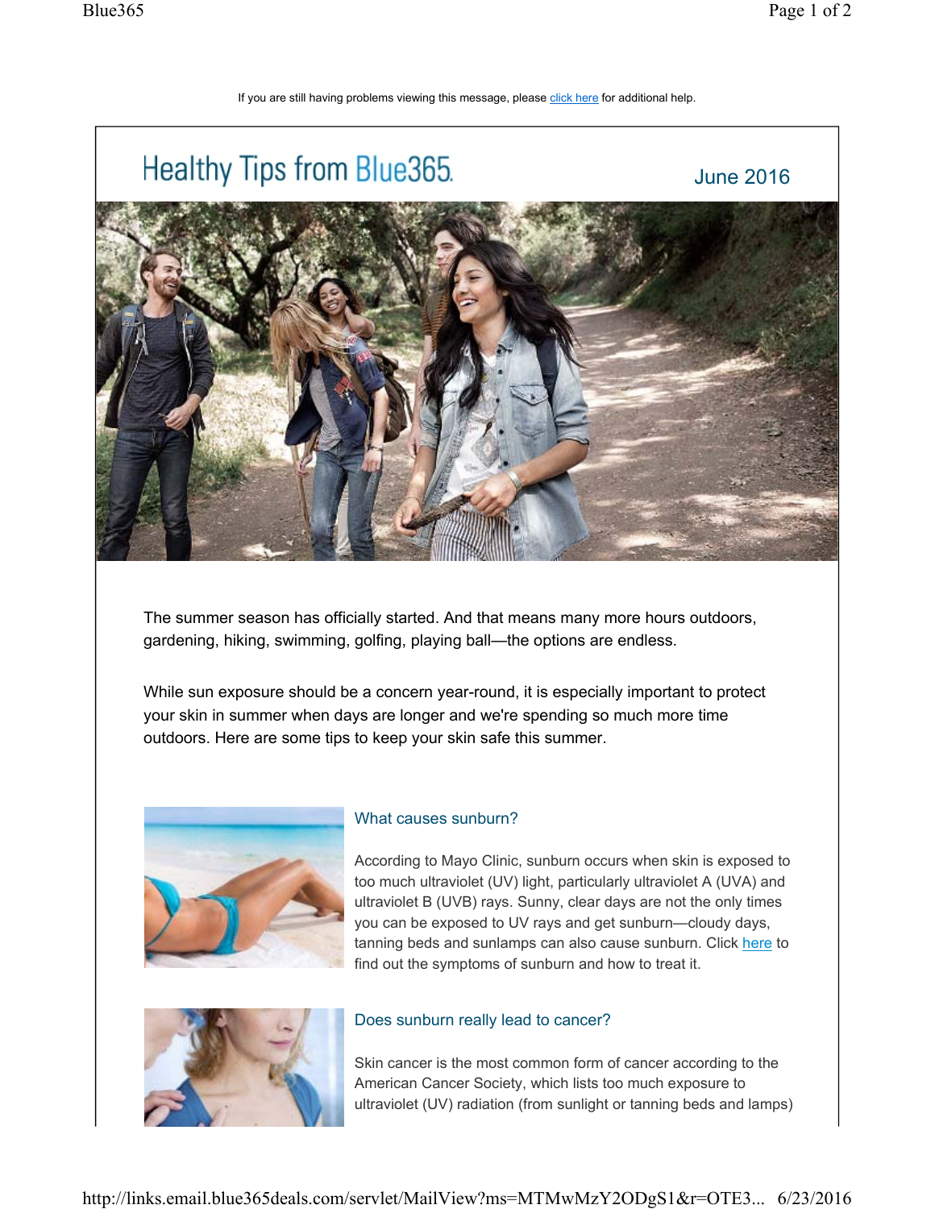If you are still having problems viewing this message, please click here for additional help.

# Healthy Tips from Blue365

June 2016

The summer season has officially started. And that means many more hours outdoors, gardening, hiking, swimming, golfing, playing ball—the options are endless.

While sun exposure should be a concern year-round, it is especially important to protect your skin in summer when days are longer and we're spending so much more time outdoors. Here are some tips to keep your skin safe this summer.

### What causes sunburn?

According to Mayo Clinic, sunburn occurs when skin is exposed to too much ultraviolet (UV) light, particularly ultraviolet A (UVA) and ultraviolet B (UVB) rays. Sunny, clear days are not the only times you can be exposed to UV rays and get sunburn—cloudy days, tanning beds and sunlamps can also cause sunburn. Click here to find out the symptoms of sunburn and how to treat it.

### Does sunburn really lead to cancer?

Skin cancer is the most common form of cancer according to the American Cancer Society, which lists too much exposure to ultraviolet (UV) radiation (from sunlight or tanning beds and lamps)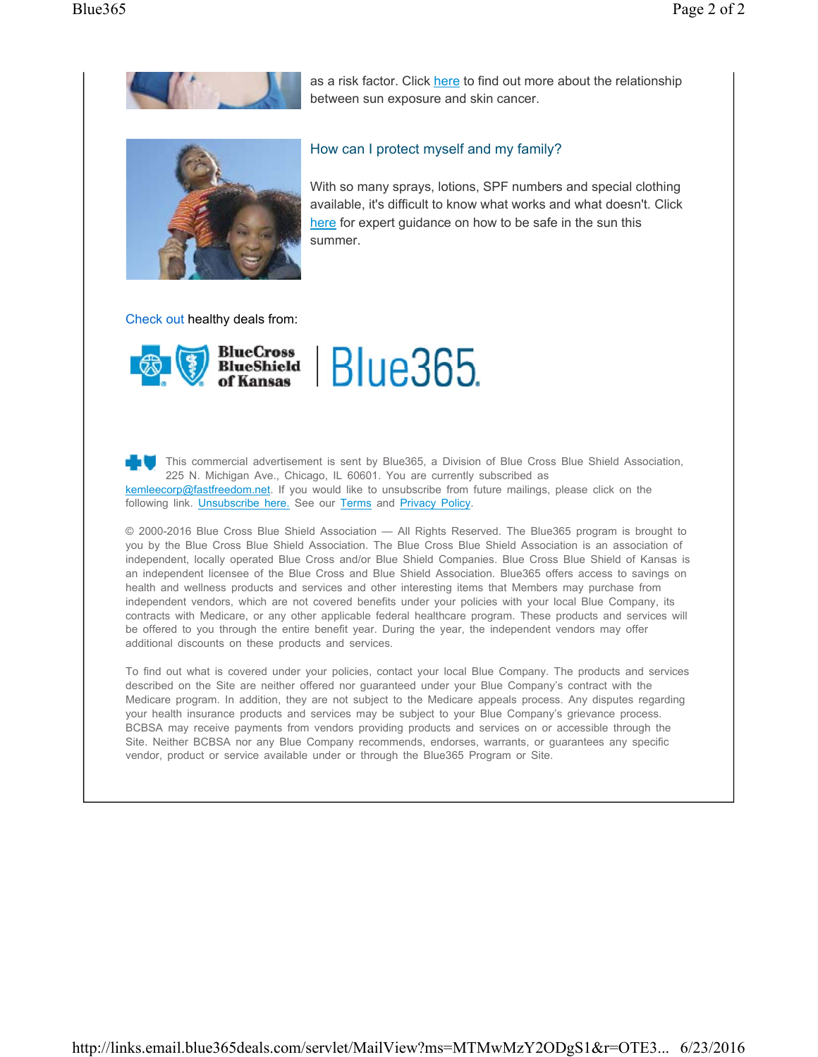as a risk factor. Click here to find out more about the relationship between sun exposure and skin cancer.

## How can I protect myself and my family?

With so many sprays, lotions, SPF numbers and special clothing available, it's difficult to know what works and what doesn't. Click here for expert guidance on how to be safe in the sun this summer.

Check out healthy deals from:

BlueCross BlueShield of Kansas | Blue365.

This commercial advertisement is sent by Blue365, a Division of Blue Cross Blue Shield Association, 225 N. Michigan Ave., Chicago, IL 60601. You are currently subscribed as kemleecorp@fastfreedom.net. If you would like to unsubscribe from future mailings, please click on the following link. Unsubscribe here. See our Terms and Privacy Policy.

© 2000-2016 Blue Cross Blue Shield Association — All Rights Reserved. The Blue365 program is brought to you by the Blue Cross Blue Shield Association. The Blue Cross Blue Shield Association is an association of independent, locally operated Blue Cross and/or Blue Shield Companies. Blue Cross Blue Shield of Kansas is an independent licensee of the Blue Cross and Blue Shield Association. Blue365 offers access to savings on health and wellness products and services and other interesting items that Members may purchase from independent vendors, which are not covered benefits under your policies with your local Blue Company, its contracts with Medicare, or any other applicable federal healthcare program. These products and services will be offered to you through the entire benefit year. During the year, the independent vendors may offer additional discounts on these products and services.

To find out what is covered under your policies, contact your local Blue Company. The products and services described on the Site are neither offered nor guaranteed under your Blue Company's contract with the Medicare program. In addition, they are not subject to the Medicare appeals process. Any disputes regarding your health insurance products and services may be subject to your Blue Company's grievance process. BCBSA may receive payments from vendors providing products and services on or accessible through the Site. Neither BCBSA nor any Blue Company recommends, endorses, warrants, or guarantees any specific vendor, product or service available under or through the Blue365 Program or Site.